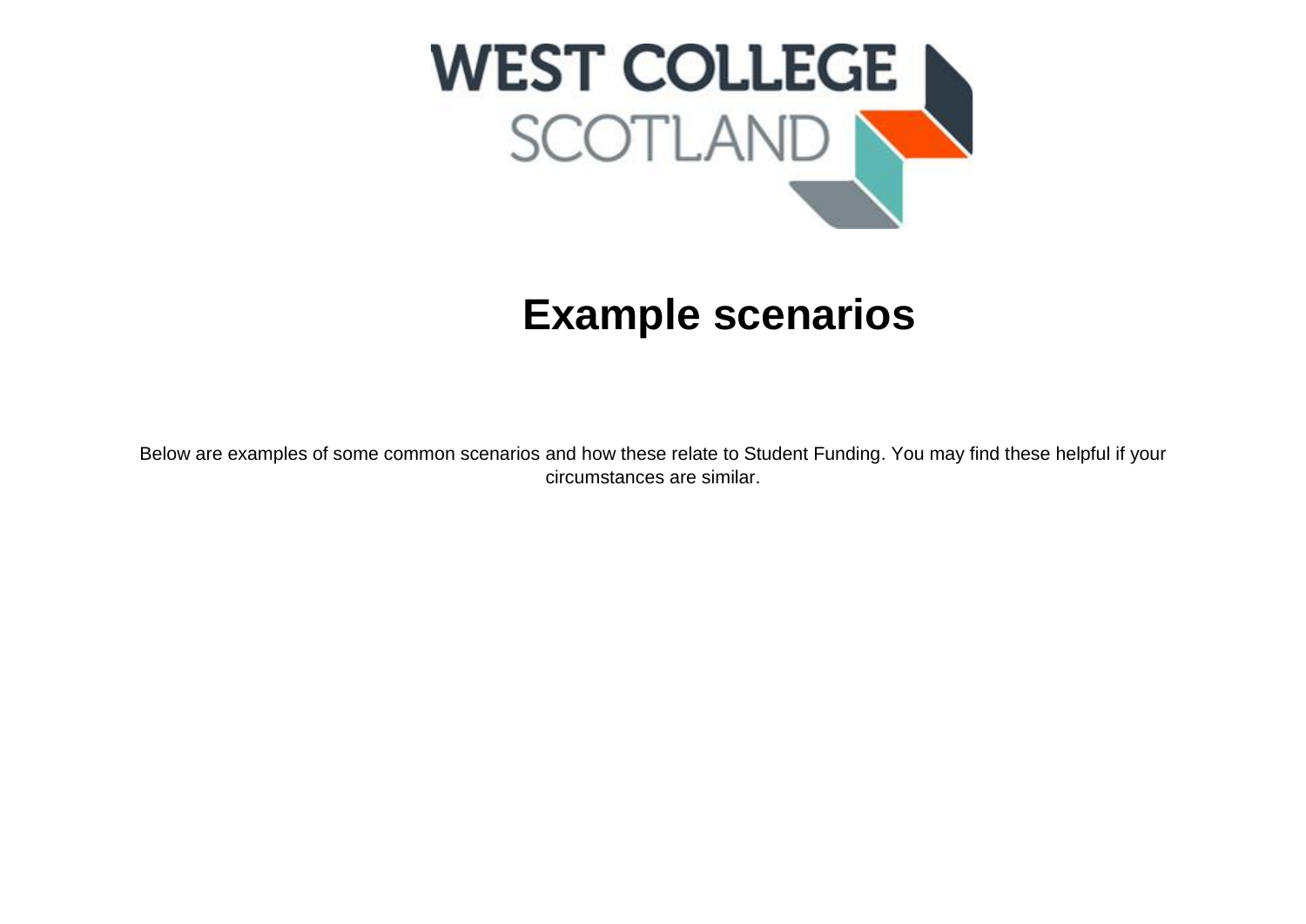# Example scenarios

Below are examples of some common scenarios and how these relate to Student Funding. You may find these helpful if your circumstances are similar.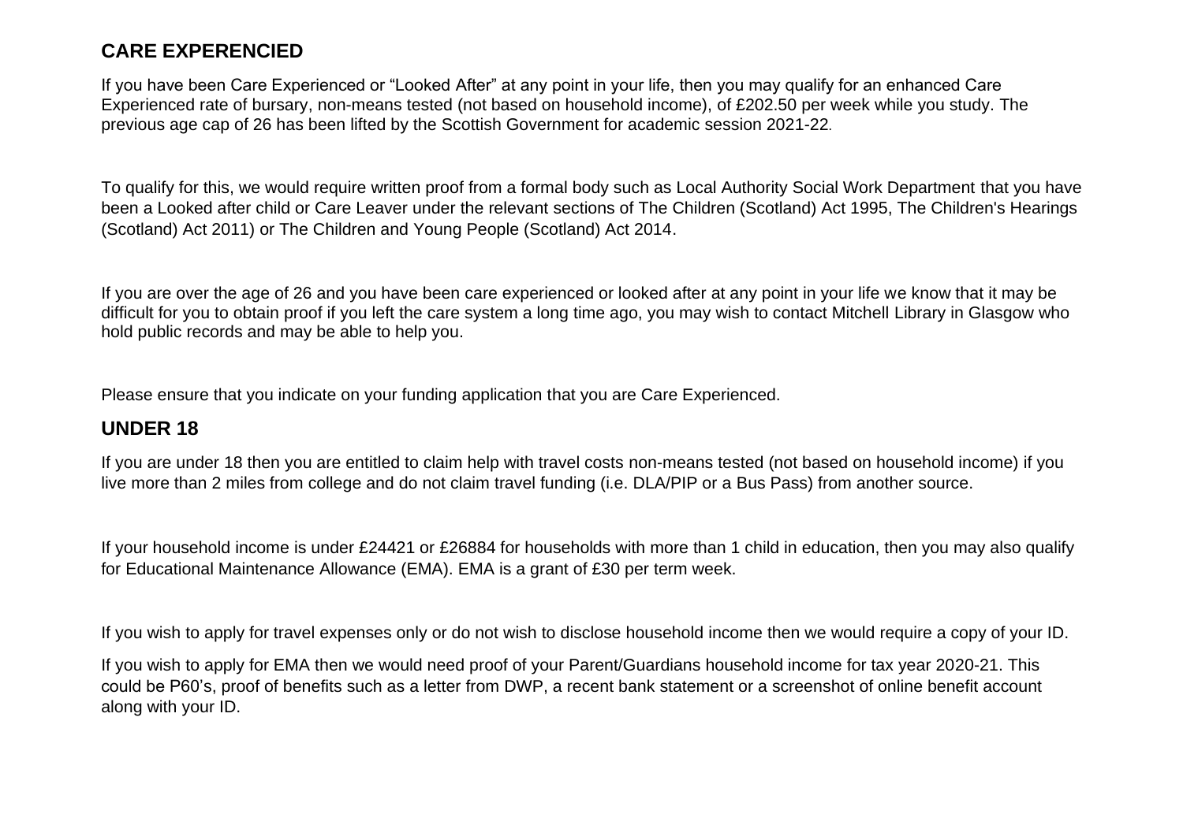## CARE EXPERENCIED

If you have been Care Experienced or "Looked After" at any point in your life, then you may qualify for an enhanced Care Experienced rate of bursary, non-means tested (not based on household income), of £202.50 per week while you study. The previous age cap of 26 has been lifted by the Scottish Government for academic session 2021-22.

To qualify for this, we would require written proof from a formal body such as Local Authority Social Work Department that you have been a Looked after child or Care Leaver under the relevant sections of The Children (Scotland) Act 1995, The Children's Hearings (Scotland) Act 2011) or The Children and Young People (Scotland) Act 2014.

If you are over the age of 26 and you have been care experienced or looked after at any point in your life we know that it may be difficult for you to obtain proof if you left the care system a long time ago, you may wish to contact Mitchell Library in Glasgow who hold public records and may be able to help you.

Please ensure that you indicate on your funding application that you are Care Experienced.

## UNDER 18

If you are under 18 then you are entitled to claim help with travel costs non-means tested (not based on household income) if you live more than 2 miles from college and do not claim travel funding (i.e. DLA/PIP or a Bus Pass) from another source.

If your household income is under £24421 or £26884 for households with more than 1 child in education, then you may also qualify for Educational Maintenance Allowance (EMA). EMA is a grant of £30 per term week.

If you wish to apply for travel expenses only or do not wish to disclose household income then we would require a copy of your ID.

If you wish to apply for EMA then we would need proof of your Parent/Guardians household income for tax year 2020-21. This could be P60's, proof of benefits such as a letter from DWP, a recent bank statement or a screenshot of online benefit account along with your ID.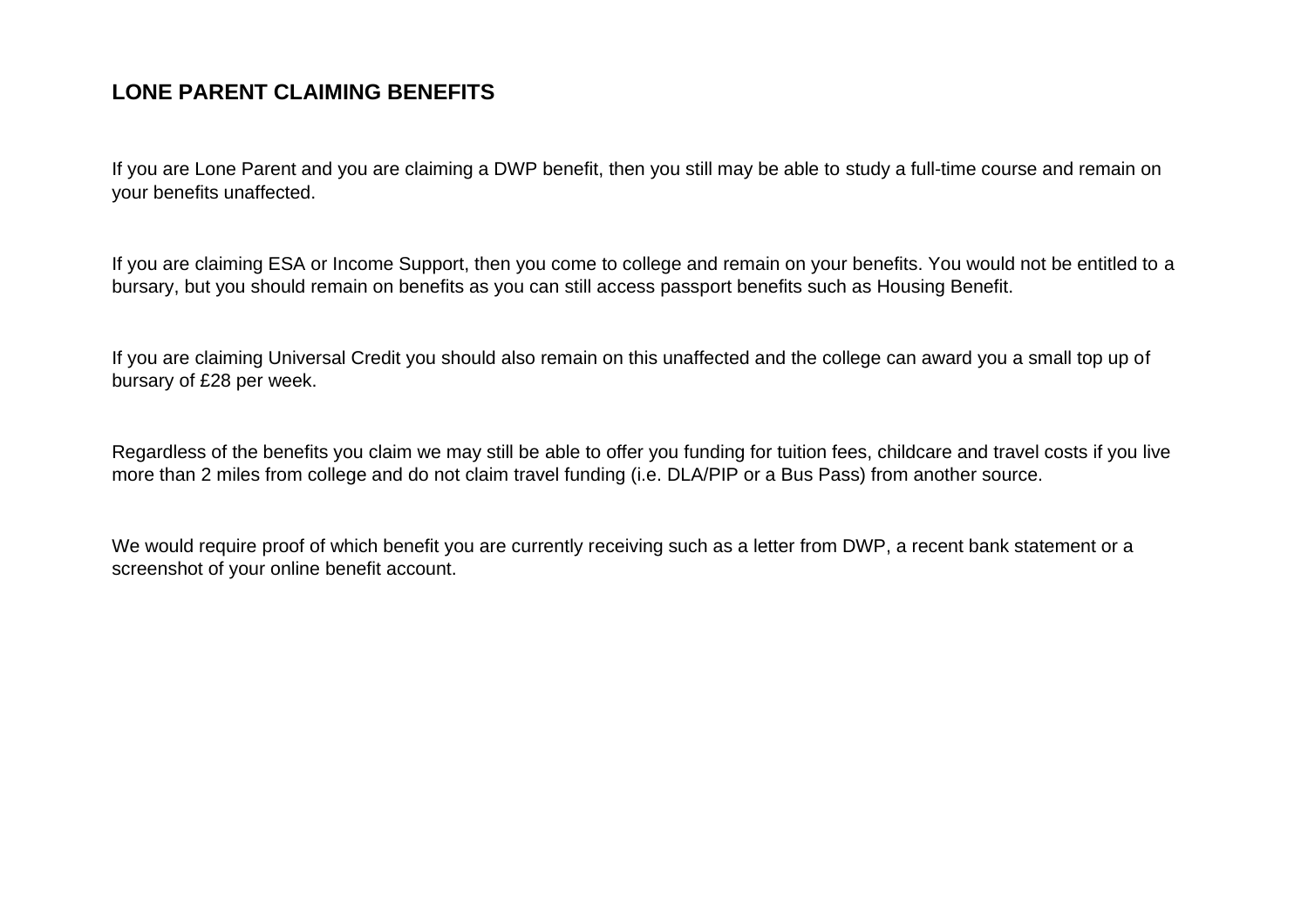## LONE PARENT CLAIMING BENEFITS

If you are Lone Parent and you are claiming a DWP benefit, then you still may be able to study a full-time course and remain on your benefits unaffected.

If you are claiming ESA or Income Support, then you come to college and remain on your benefits. You would not be entitled to a bursary, but you should remain on benefits as you can still access passport benefits such as Housing Benefit.

If you are claiming Universal Credit you should also remain on this unaffected and the college can award you a small top up of bursary of £28 per week.

Regardless of the benefits you claim we may still be able to offer you funding for tuition fees, childcare and travel costs if you live more than 2 miles from college and do not claim travel funding (i.e. DLA/PIP or a Bus Pass) from another source.

We would require proof of which benefit you are currently receiving such as a letter from DWP, a recent bank statement or a screenshot of your online benefit account.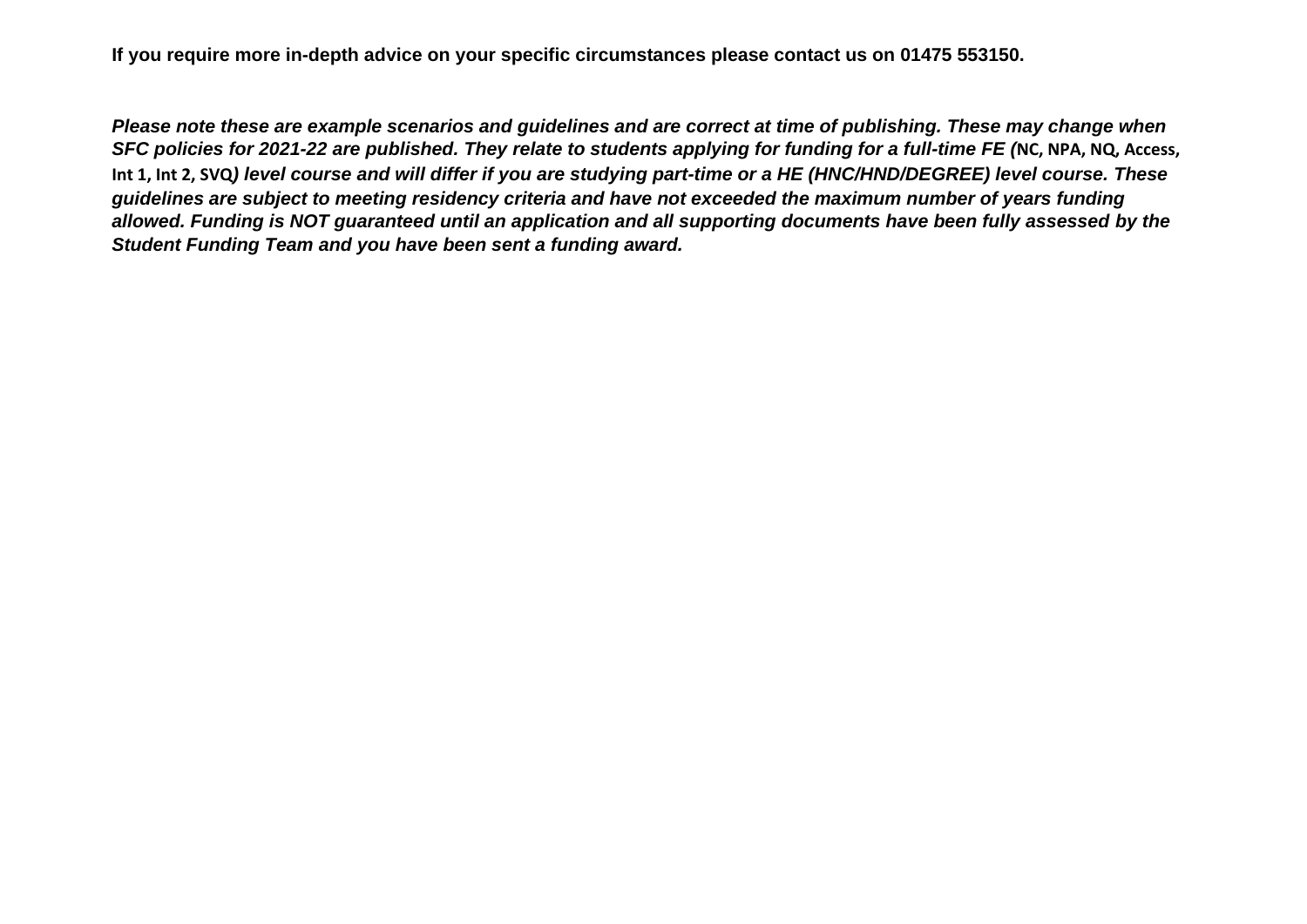**If you require more in-depth advice on your specific circumstances please contact us on 01475 553150.**

***Please note these are example scenarios and guidelines and are correct at time of publishing. These may change when SFC policies for 2021-22 are published. They relate to students applying for funding for a full-time FE (NC, NPA, NQ, Access, Int 1, Int 2, SVQ) level course and will differ if you are studying part-time or a HE (HNC/HND/DEGREE) level course. These guidelines are subject to meeting residency criteria and have not exceeded the maximum number of years funding allowed. Funding is NOT guaranteed until an application and all supporting documents have been fully assessed by the Student Funding Team and you have been sent a funding award.***